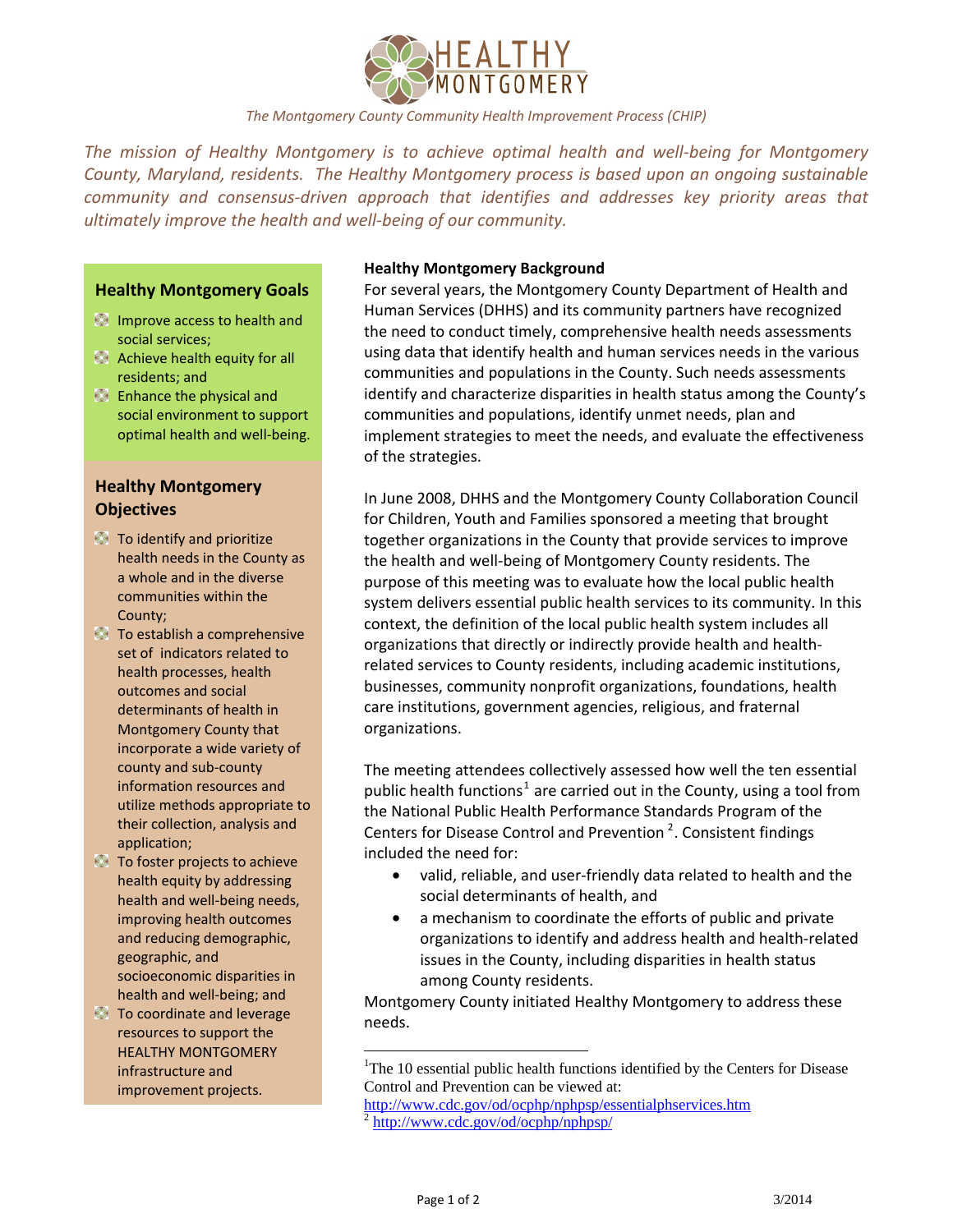# HEALTHY MONTGOMERY

*The Montgomery County Community Health Improvement Process (CHIP)*

*The mission of Healthy Montgomery is to achieve optimal health and well-being for Montgomery County, Maryland, residents. The Healthy Montgomery process is based upon an ongoing sustainable community and consensus-driven approach that identifies and addresses key priority areas that ultimately improve the health and well-being of our community.*

## Healthy Montgomery Goals

- Improve access to health and social services;
- Achieve health equity for all residents; and
- Enhance the physical and social environment to support optimal health and well-being.

## Healthy Montgomery Objectives

- To identify and prioritize health needs in the County as a whole and in the diverse communities within the County;
- To establish a comprehensive set of indicators related to health processes, health outcomes and social determinants of health in Montgomery County that incorporate a wide variety of county and sub-county information resources and utilize methods appropriate to their collection, analysis and application;
- To foster projects to achieve health equity by addressing health and well-being needs, improving health outcomes and reducing demographic, geographic, and socioeconomic disparities in health and well-being; and
- To coordinate and leverage resources to support the HEALTHY MONTGOMERY infrastructure and improvement projects.

**Healthy Montgomery Background**

For several years, the Montgomery County Department of Health and Human Services (DHHS) and its community partners have recognized the need to conduct timely, comprehensive health needs assessments using data that identify health and human services needs in the various communities and populations in the County. Such needs assessments identify and characterize disparities in health status among the County's communities and populations, identify unmet needs, plan and implement strategies to meet the needs, and evaluate the effectiveness of the strategies.

In June 2008, DHHS and the Montgomery County Collaboration Council for Children, Youth and Families sponsored a meeting that brought together organizations in the County that provide services to improve the health and well-being of Montgomery County residents. The purpose of this meeting was to evaluate how the local public health system delivers essential public health services to its community. In this context, the definition of the local public health system includes all organizations that directly or indirectly provide health and health-related services to County residents, including academic institutions, businesses, community nonprofit organizations, foundations, health care institutions, government agencies, religious, and fraternal organizations.

The meeting attendees collectively assessed how well the ten essential public health functions[1] are carried out in the County, using a tool from the National Public Health Performance Standards Program of the Centers for Disease Control and Prevention [2]. Consistent findings included the need for:

- valid, reliable, and user-friendly data related to health and the social determinants of health, and
- a mechanism to coordinate the efforts of public and private organizations to identify and address health and health-related issues in the County, including disparities in health status among County residents.

Montgomery County initiated Healthy Montgomery to address these needs.

---

[1] The 10 essential public health functions identified by the Centers for Disease Control and Prevention can be viewed at: http://www.cdc.gov/od/ocphp/nphpsp/essentialphservices.htm

[2] http://www.cdc.gov/od/ocphp/nphpsp/

3/2014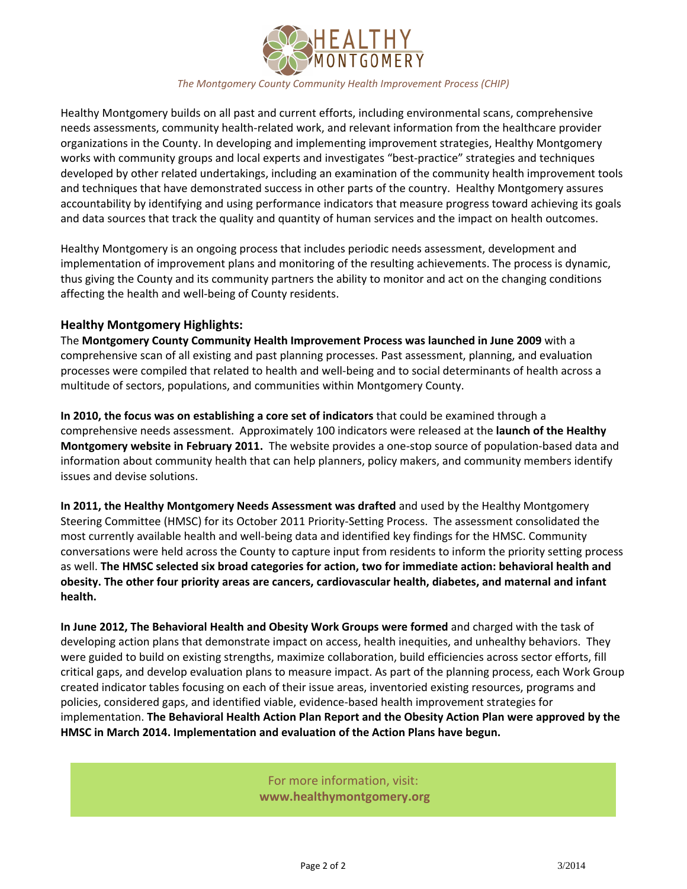*The Montgomery County Community Health Improvement Process (CHIP)*

Healthy Montgomery builds on all past and current efforts, including environmental scans, comprehensive needs assessments, community health-related work, and relevant information from the healthcare provider organizations in the County. In developing and implementing improvement strategies, Healthy Montgomery works with community groups and local experts and investigates "best-practice" strategies and techniques developed by other related undertakings, including an examination of the community health improvement tools and techniques that have demonstrated success in other parts of the country. Healthy Montgomery assures accountability by identifying and using performance indicators that measure progress toward achieving its goals and data sources that track the quality and quantity of human services and the impact on health outcomes.

Healthy Montgomery is an ongoing process that includes periodic needs assessment, development and implementation of improvement plans and monitoring of the resulting achievements. The process is dynamic, thus giving the County and its community partners the ability to monitor and act on the changing conditions affecting the health and well-being of County residents.

### Healthy Montgomery Highlights:

The **Montgomery County Community Health Improvement Process was launched in June 2009** with a comprehensive scan of all existing and past planning processes. Past assessment, planning, and evaluation processes were compiled that related to health and well-being and to social determinants of health across a multitude of sectors, populations, and communities within Montgomery County.

**In 2010, the focus was on establishing a core set of indicators** that could be examined through a comprehensive needs assessment. Approximately 100 indicators were released at the **launch of the Healthy Montgomery website in February 2011.** The website provides a one-stop source of population-based data and information about community health that can help planners, policy makers, and community members identify issues and devise solutions.

**In 2011, the Healthy Montgomery Needs Assessment was drafted** and used by the Healthy Montgomery Steering Committee (HMSC) for its October 2011 Priority-Setting Process. The assessment consolidated the most currently available health and well-being data and identified key findings for the HMSC. Community conversations were held across the County to capture input from residents to inform the priority setting process as well. **The HMSC selected six broad categories for action, two for immediate action: behavioral health and obesity. The other four priority areas are cancers, cardiovascular health, diabetes, and maternal and infant health.**

**In June 2012, The Behavioral Health and Obesity Work Groups were formed** and charged with the task of developing action plans that demonstrate impact on access, health inequities, and unhealthy behaviors. They were guided to build on existing strengths, maximize collaboration, build efficiencies across sector efforts, fill critical gaps, and develop evaluation plans to measure impact. As part of the planning process, each Work Group created indicator tables focusing on each of their issue areas, inventoried existing resources, programs and policies, considered gaps, and identified viable, evidence-based health improvement strategies for implementation. **The Behavioral Health Action Plan Report and the Obesity Action Plan were approved by the HMSC in March 2014. Implementation and evaluation of the Action Plans have begun.**

For more information, visit:
**www.healthymontgomery.org**

3/2014